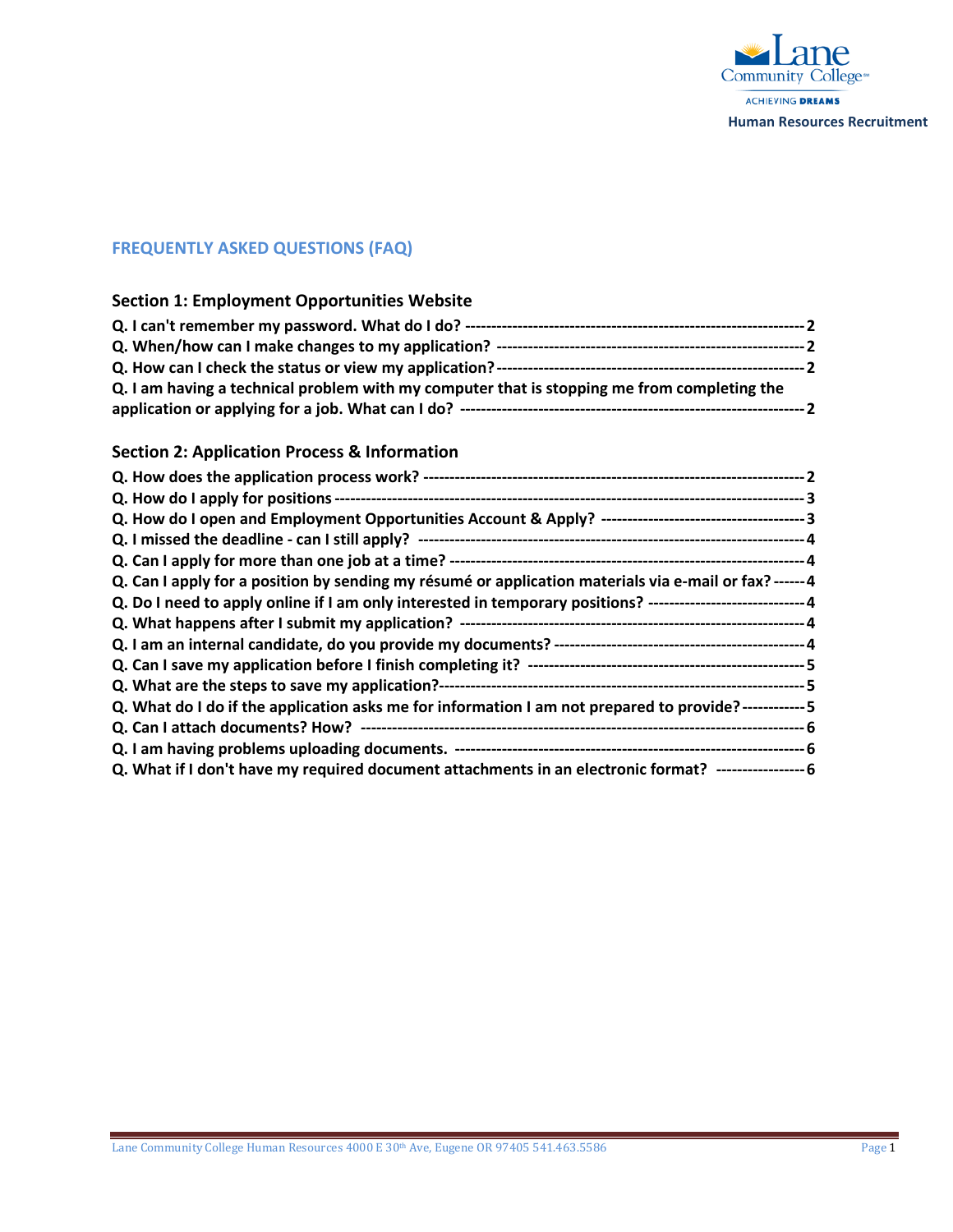Lane Community College

ACHIEVING DREAMS

Human Resources Recruitment

# FREQUENTLY ASKED QUESTIONS (FAQ)

## Section 1: Employment Opportunities Website

**Q. I can't remember my password. What do I do? ---------- 2**

**Q. When/how can I make changes to my application? ---------- 2**

**Q. How can I check the status or view my application? ---------- 2**

**Q. I am having a technical problem with my computer that is stopping me from completing the application or applying for a job. What can I do? ---------- 2**

## Section 2: Application Process & Information

**Q. How does the application process work? ---------- 2**

**Q. How do I apply for positions ---------- 3**

**Q. How do I open and Employment Opportunities Account & Apply? ---------- 3**

**Q. I missed the deadline - can I still apply? ---------- 4**

**Q. Can I apply for more than one job at a time? ---------- 4**

**Q. Can I apply for a position by sending my résumé or application materials via e-mail or fax? ---------- 4**

**Q. Do I need to apply online if I am only interested in temporary positions? ---------- 4**

**Q. What happens after I submit my application? ---------- 4**

**Q. I am an internal candidate, do you provide my documents? ---------- 4**

**Q. Can I save my application before I finish completing it? ---------- 5**

**Q. What are the steps to save my application? ---------- 5**

**Q. What do I do if the application asks me for information I am not prepared to provide? ---------- 5**

**Q. Can I attach documents? How? ---------- 6**

**Q. I am having problems uploading documents. ---------- 6**

**Q. What if I don't have my required document attachments in an electronic format? ---------- 6**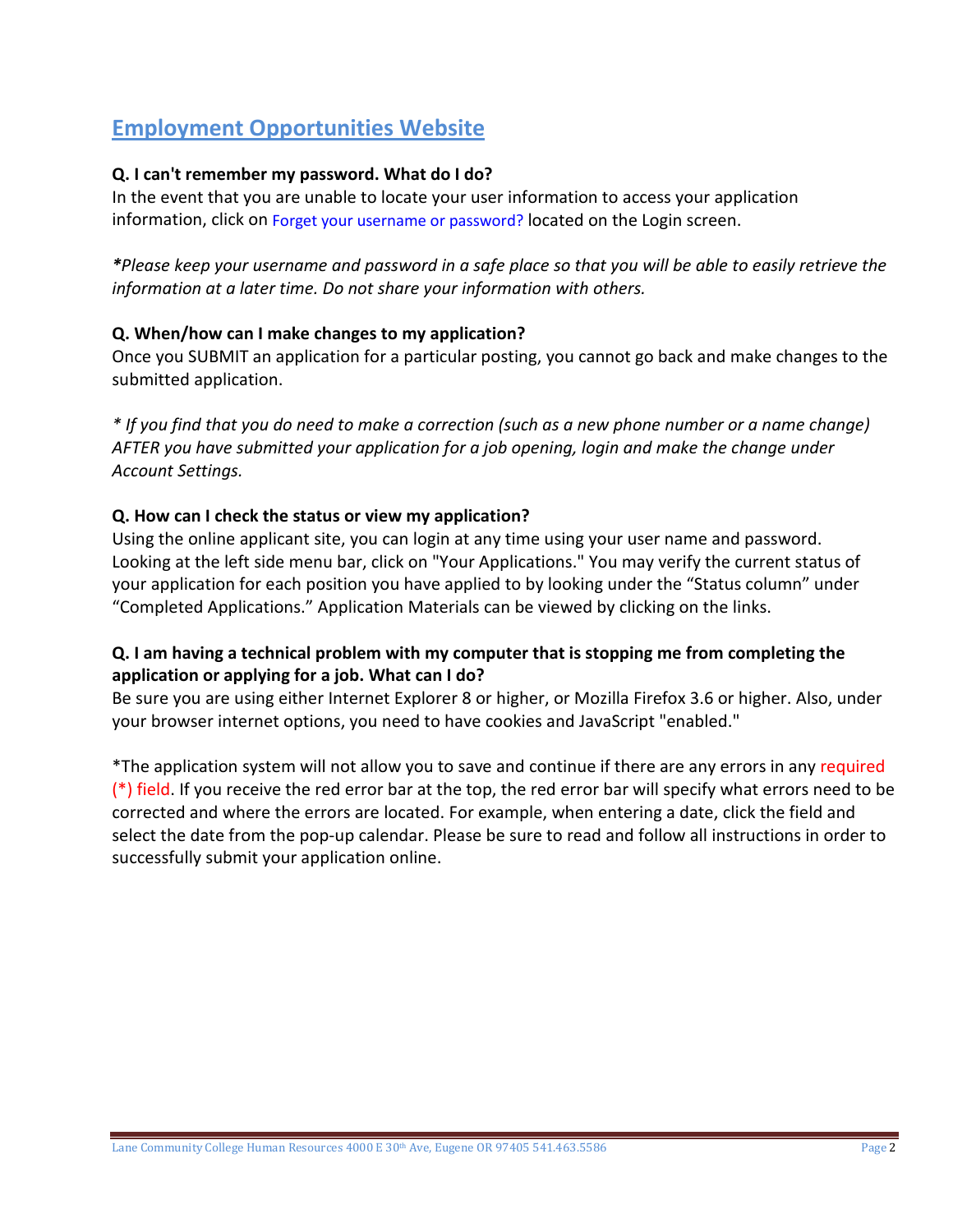## Employment Opportunities Website

**Q. I can't remember my password. What do I do?**
In the event that you are unable to locate your user information to access your application information, click on Forget your username or password? located on the Login screen.

***Please keep your username and password in a safe place so that you will be able to easily retrieve the information at a later time. Do not share your information with others.***

**Q. When/how can I make changes to my application?**
Once you SUBMIT an application for a particular posting, you cannot go back and make changes to the submitted application.

*\* If you find that you do need to make a correction (such as a new phone number or a name change) AFTER you have submitted your application for a job opening, login and make the change under Account Settings.*

**Q. How can I check the status or view my application?**
Using the online applicant site, you can login at any time using your user name and password. Looking at the left side menu bar, click on "Your Applications." You may verify the current status of your application for each position you have applied to by looking under the "Status column" under "Completed Applications." Application Materials can be viewed by clicking on the links.

**Q. I am having a technical problem with my computer that is stopping me from completing the application or applying for a job. What can I do?**
Be sure you are using either Internet Explorer 8 or higher, or Mozilla Firefox 3.6 or higher. Also, under your browser internet options, you need to have cookies and JavaScript "enabled."

*The application system will not allow you to save and continue if there are any errors in any required (*) field. If you receive the red error bar at the top, the red error bar will specify what errors need to be corrected and where the errors are located. For example, when entering a date, click the field and select the date from the pop-up calendar. Please be sure to read and follow all instructions in order to successfully submit your application online.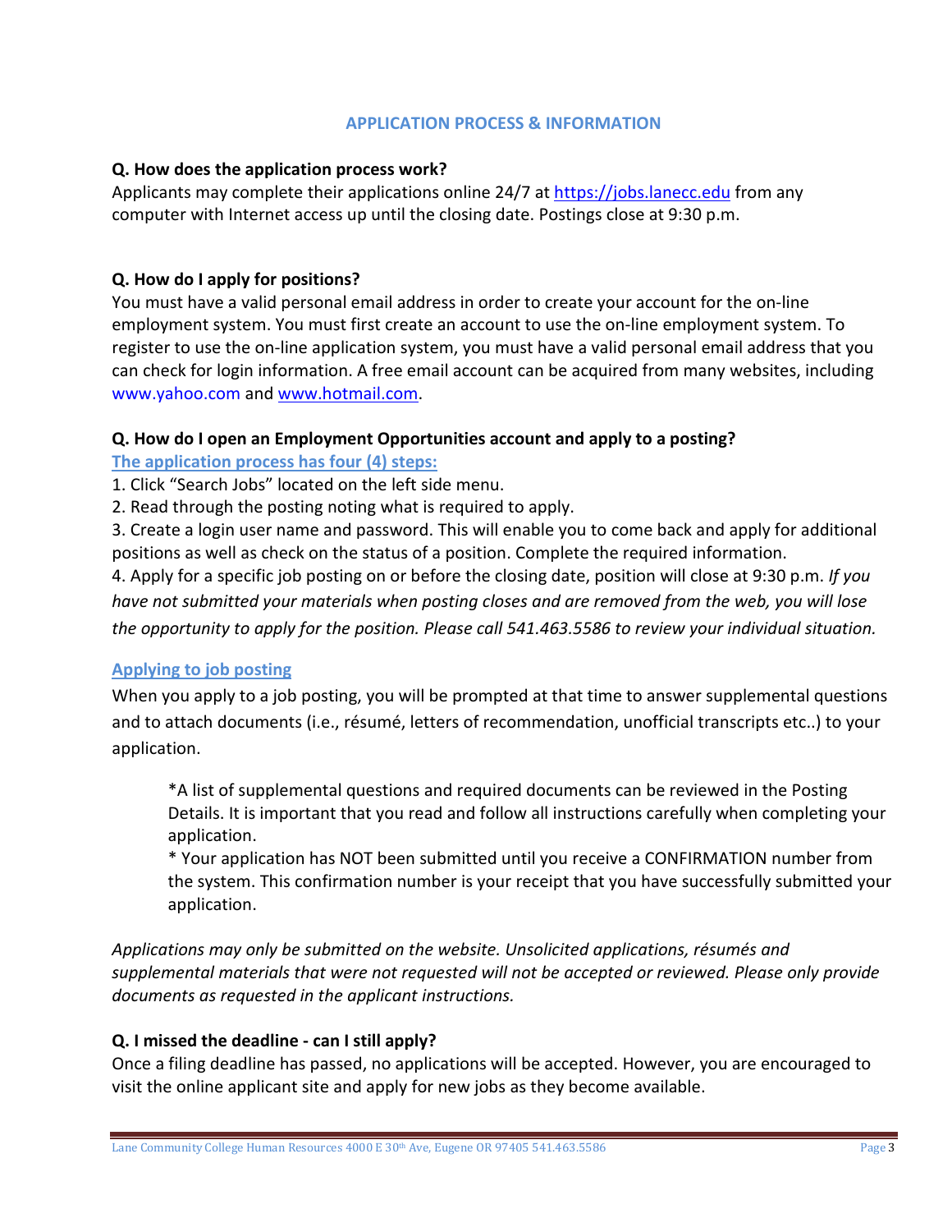## APPLICATION PROCESS & INFORMATION

**Q. How does the application process work?**

Applicants may complete their applications online 24/7 at https://jobs.lanecc.edu from any computer with Internet access up until the closing date. Postings close at 9:30 p.m.

**Q. How do I apply for positions?**

You must have a valid personal email address in order to create your account for the on-line employment system. You must first create an account to use the on-line employment system. To register to use the on-line application system, you must have a valid personal email address that you can check for login information. A free email account can be acquired from many websites, including www.yahoo.com and www.hotmail.com.

**Q. How do I open an Employment Opportunities account and apply to a posting?**

**The application process has four (4) steps:**

1. Click "Search Jobs" located on the left side menu.
2. Read through the posting noting what is required to apply.
3. Create a login user name and password. This will enable you to come back and apply for additional positions as well as check on the status of a position. Complete the required information.
4. Apply for a specific job posting on or before the closing date, position will close at 9:30 p.m. *If you have not submitted your materials when posting closes and are removed from the web, you will lose the opportunity to apply for the position. Please call 541.463.5586 to review your individual situation.*

**Applying to job posting**

When you apply to a job posting, you will be prompted at that time to answer supplemental questions and to attach documents (i.e., résumé, letters of recommendation, unofficial transcripts etc..) to your application.

> *A list of supplemental questions and required documents can be reviewed in the Posting Details. It is important that you read and follow all instructions carefully when completing your application.
>
> * Your application has NOT been submitted until you receive a CONFIRMATION number from the system. This confirmation number is your receipt that you have successfully submitted your application.

*Applications may only be submitted on the website. Unsolicited applications, résumés and supplemental materials that were not requested will not be accepted or reviewed. Please only provide documents as requested in the applicant instructions.*

**Q. I missed the deadline - can I still apply?**

Once a filing deadline has passed, no applications will be accepted. However, you are encouraged to visit the online applicant site and apply for new jobs as they become available.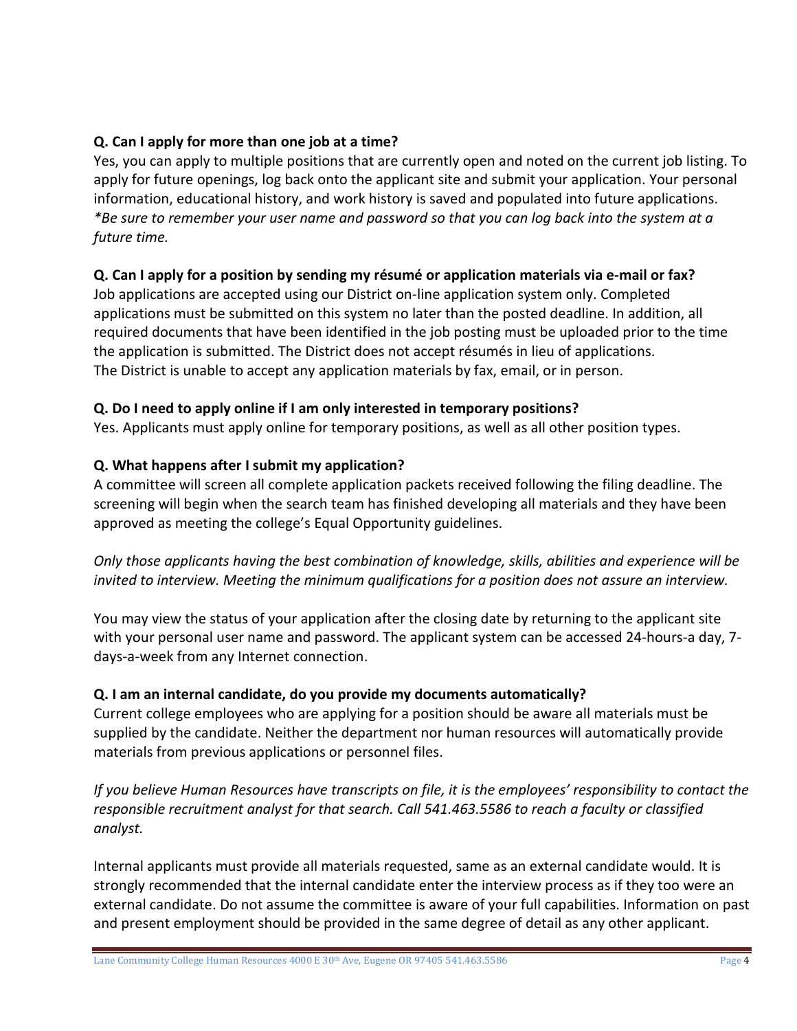**Q. Can I apply for more than one job at a time?**

Yes, you can apply to multiple positions that are currently open and noted on the current job listing. To apply for future openings, log back onto the applicant site and submit your application. Your personal information, educational history, and work history is saved and populated into future applications. *\*Be sure to remember your user name and password so that you can log back into the system at a future time.*

**Q. Can I apply for a position by sending my résumé or application materials via e-mail or fax?**

Job applications are accepted using our District on-line application system only. Completed applications must be submitted on this system no later than the posted deadline. In addition, all required documents that have been identified in the job posting must be uploaded prior to the time the application is submitted. The District does not accept résumés in lieu of applications. The District is unable to accept any application materials by fax, email, or in person.

**Q. Do I need to apply online if I am only interested in temporary positions?**

Yes. Applicants must apply online for temporary positions, as well as all other position types.

**Q. What happens after I submit my application?**

A committee will screen all complete application packets received following the filing deadline. The screening will begin when the search team has finished developing all materials and they have been approved as meeting the college's Equal Opportunity guidelines.

*Only those applicants having the best combination of knowledge, skills, abilities and experience will be invited to interview. Meeting the minimum qualifications for a position does not assure an interview.*

You may view the status of your application after the closing date by returning to the applicant site with your personal user name and password. The applicant system can be accessed 24-hours-a day, 7-days-a-week from any Internet connection.

**Q. I am an internal candidate, do you provide my documents automatically?**

Current college employees who are applying for a position should be aware all materials must be supplied by the candidate. Neither the department nor human resources will automatically provide materials from previous applications or personnel files.

*If you believe Human Resources have transcripts on file, it is the employees' responsibility to contact the responsible recruitment analyst for that search. Call 541.463.5586 to reach a faculty or classified analyst.*

Internal applicants must provide all materials requested, same as an external candidate would. It is strongly recommended that the internal candidate enter the interview process as if they too were an external candidate. Do not assume the committee is aware of your full capabilities. Information on past and present employment should be provided in the same degree of detail as any other applicant.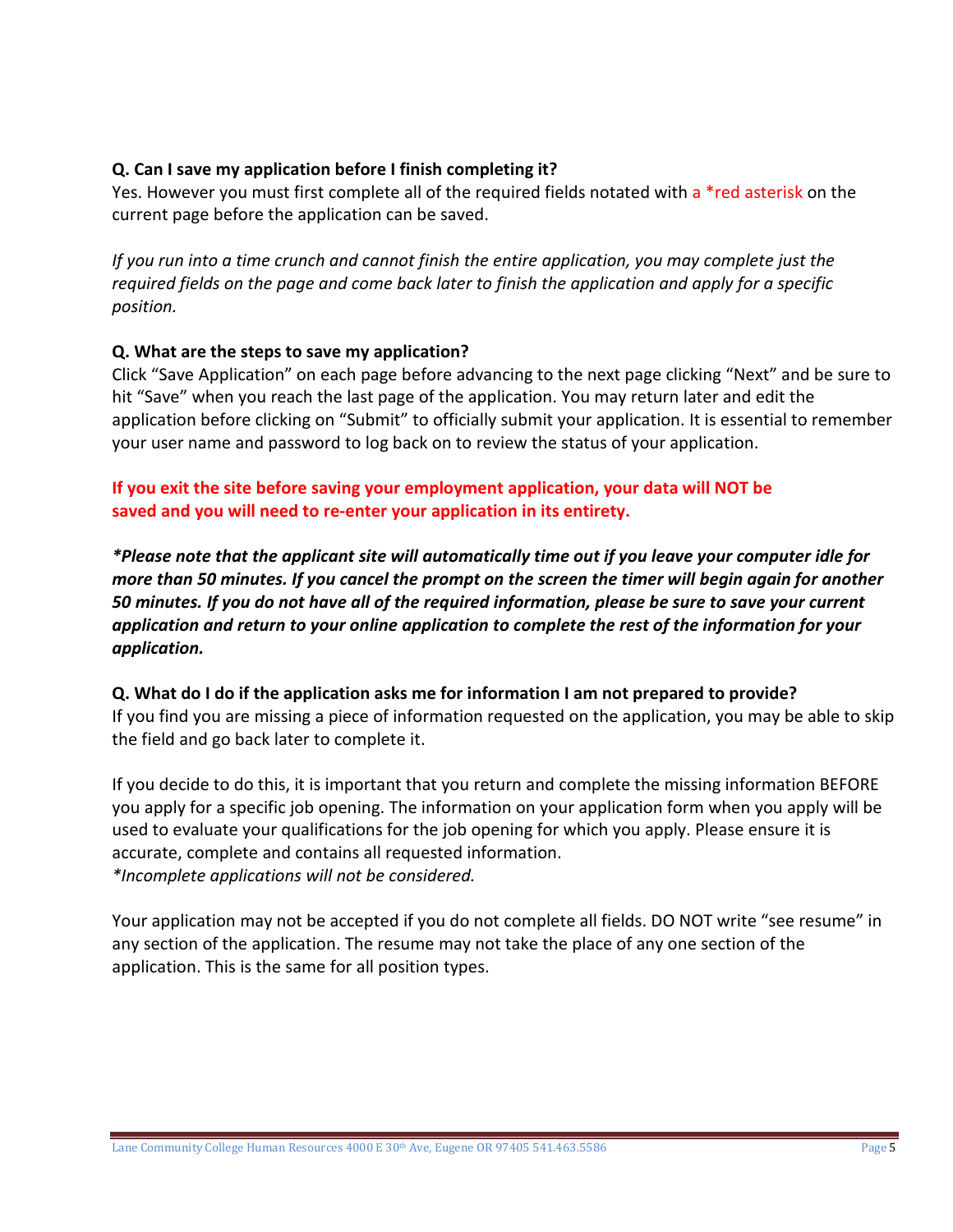**Q. Can I save my application before I finish completing it?**
Yes. However you must first complete all of the required fields notated with a *red asterisk on the current page before the application can be saved.

*If you run into a time crunch and cannot finish the entire application, you may complete just the required fields on the page and come back later to finish the application and apply for a specific position.*

**Q. What are the steps to save my application?**
Click "Save Application" on each page before advancing to the next page clicking "Next" and be sure to hit "Save" when you reach the last page of the application. You may return later and edit the application before clicking on "Submit" to officially submit your application. It is essential to remember your user name and password to log back on to review the status of your application.

**If you exit the site before saving your employment application, your data will NOT be saved and you will need to re-enter your application in its entirety.**

***Please note that the applicant site will automatically time out if you leave your computer idle for more than 50 minutes. If you cancel the prompt on the screen the timer will begin again for another 50 minutes. If you do not have all of the required information, please be sure to save your current application and return to your online application to complete the rest of the information for your application.***

**Q. What do I do if the application asks me for information I am not prepared to provide?**
If you find you are missing a piece of information requested on the application, you may be able to skip the field and go back later to complete it.

If you decide to do this, it is important that you return and complete the missing information BEFORE you apply for a specific job opening. The information on your application form when you apply will be used to evaluate your qualifications for the job opening for which you apply. Please ensure it is accurate, complete and contains all requested information.
*\*Incomplete applications will not be considered.*

Your application may not be accepted if you do not complete all fields. DO NOT write "see resume" in any section of the application. The resume may not take the place of any one section of the application. This is the same for all position types.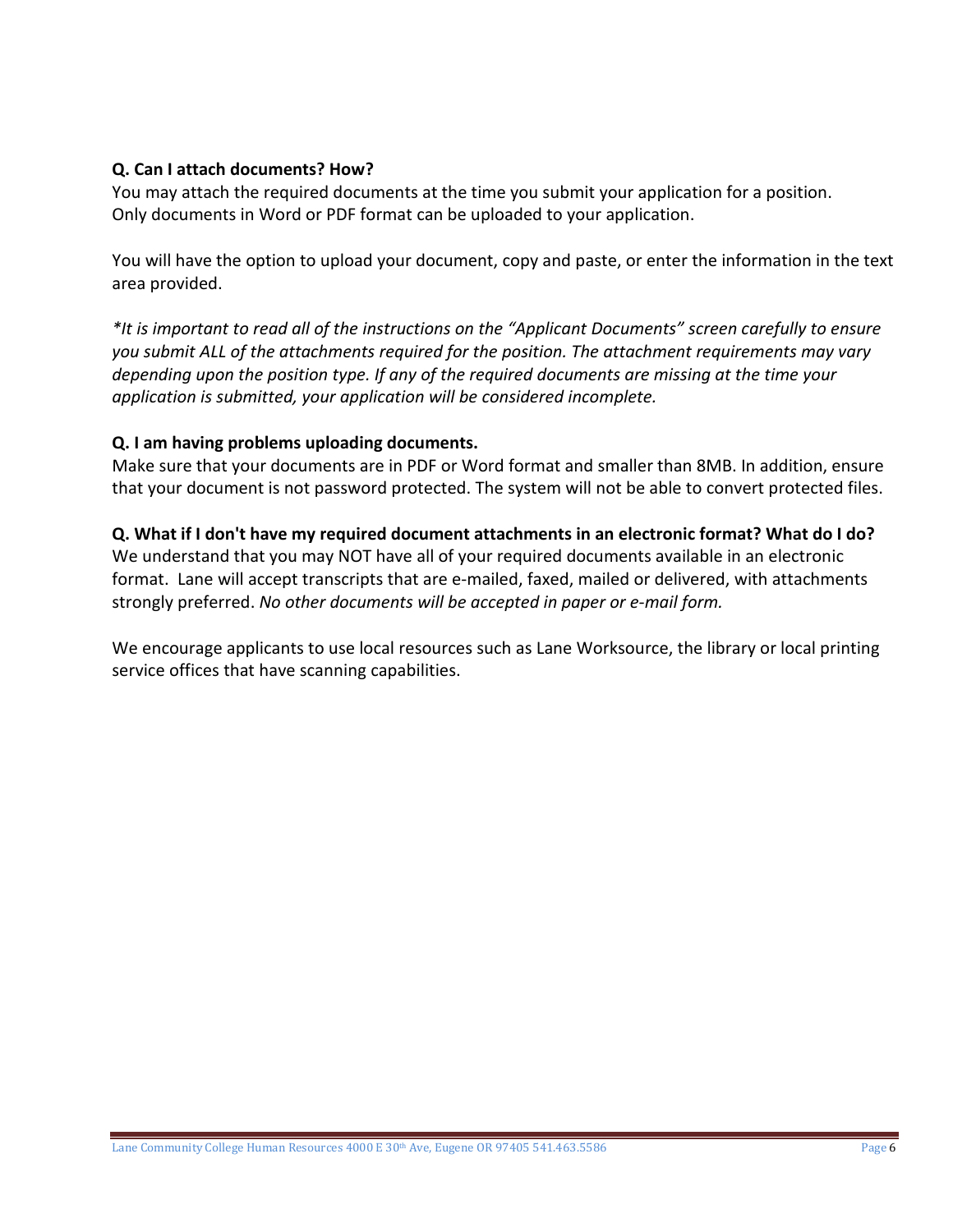**Q. Can I attach documents? How?**

You may attach the required documents at the time you submit your application for a position. Only documents in Word or PDF format can be uploaded to your application.

You will have the option to upload your document, copy and paste, or enter the information in the text area provided.

*\*It is important to read all of the instructions on the "Applicant Documents" screen carefully to ensure you submit ALL of the attachments required for the position. The attachment requirements may vary depending upon the position type. If any of the required documents are missing at the time your application is submitted, your application will be considered incomplete.*

**Q. I am having problems uploading documents.**

Make sure that your documents are in PDF or Word format and smaller than 8MB. In addition, ensure that your document is not password protected. The system will not be able to convert protected files.

**Q. What if I don't have my required document attachments in an electronic format? What do I do?**

We understand that you may NOT have all of your required documents available in an electronic format. Lane will accept transcripts that are e-mailed, faxed, mailed or delivered, with attachments strongly preferred. *No other documents will be accepted in paper or e-mail form.*

We encourage applicants to use local resources such as Lane Worksource, the library or local printing service offices that have scanning capabilities.